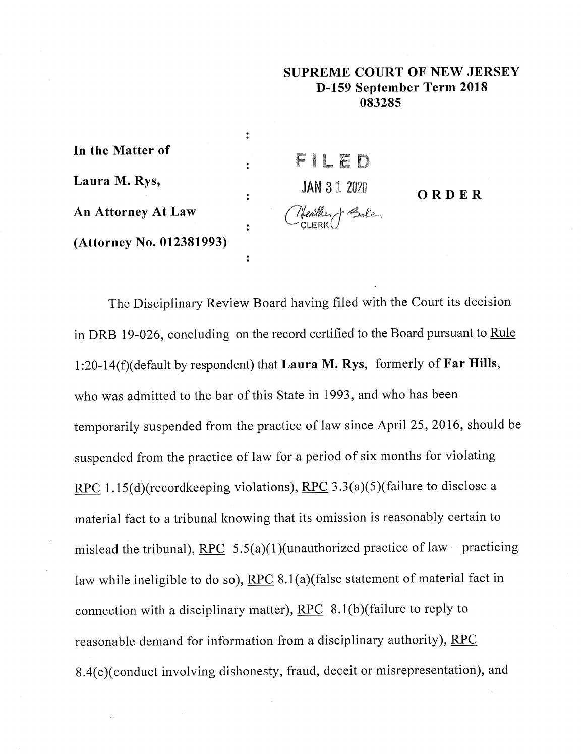**SUPREME COURT OF NEW JERSEY**
**D-159 September Term 2018**
**083285**

**In the Matter of**

**Laura M. Rys,**

**An Attorney At Law**

**(Attorney No. 012381993)**

FILED
JAN 31 2020
CLERK

**ORDER**

The Disciplinary Review Board having filed with the Court its decision in DRB 19-026, concluding on the record certified to the Board pursuant to Rule 1:20-14(f)(default by respondent) that **Laura M. Rys**, formerly of **Far Hills**, who was admitted to the bar of this State in 1993, and who has been temporarily suspended from the practice of law since April 25, 2016, should be suspended from the practice of law for a period of six months for violating RPC 1.15(d)(recordkeeping violations), RPC 3.3(a)(5)(failure to disclose a material fact to a tribunal knowing that its omission is reasonably certain to mislead the tribunal), RPC 5.5(a)(1)(unauthorized practice of law – practicing law while ineligible to do so), RPC 8.1(a)(false statement of material fact in connection with a disciplinary matter), RPC 8.1(b)(failure to reply to reasonable demand for information from a disciplinary authority), RPC 8.4(c)(conduct involving dishonesty, fraud, deceit or misrepresentation), and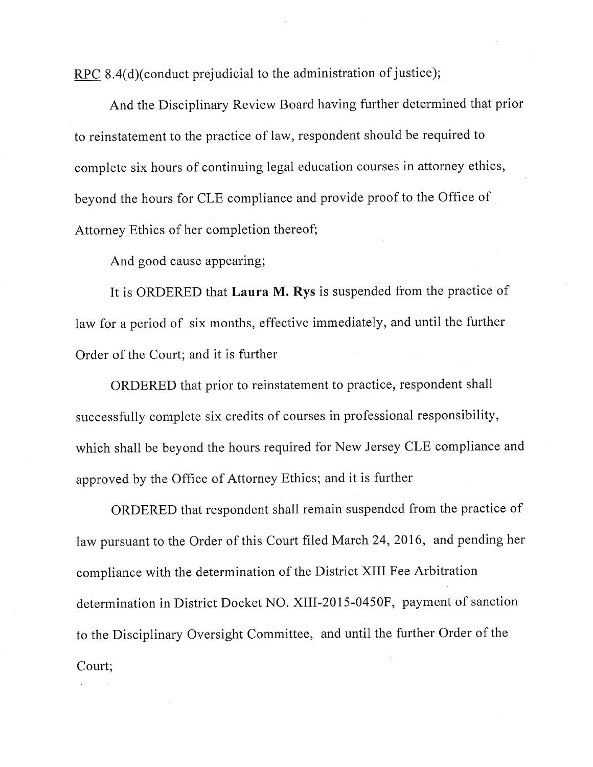RPC 8.4(d)(conduct prejudicial to the administration of justice);

And the Disciplinary Review Board having further determined that prior to reinstatement to the practice of law, respondent should be required to complete six hours of continuing legal education courses in attorney ethics, beyond the hours for CLE compliance and provide proof to the Office of Attorney Ethics of her completion thereof;

And good cause appearing;

It is ORDERED that **Laura M. Rys** is suspended from the practice of law for a period of six months, effective immediately, and until the further Order of the Court; and it is further

ORDERED that prior to reinstatement to practice, respondent shall successfully complete six credits of courses in professional responsibility, which shall be beyond the hours required for New Jersey CLE compliance and approved by the Office of Attorney Ethics; and it is further

ORDERED that respondent shall remain suspended from the practice of law pursuant to the Order of this Court filed March 24, 2016, and pending her compliance with the determination of the District XIII Fee Arbitration determination in District Docket NO. XIII-2015-0450F, payment of sanction to the Disciplinary Oversight Committee, and until the further Order of the Court;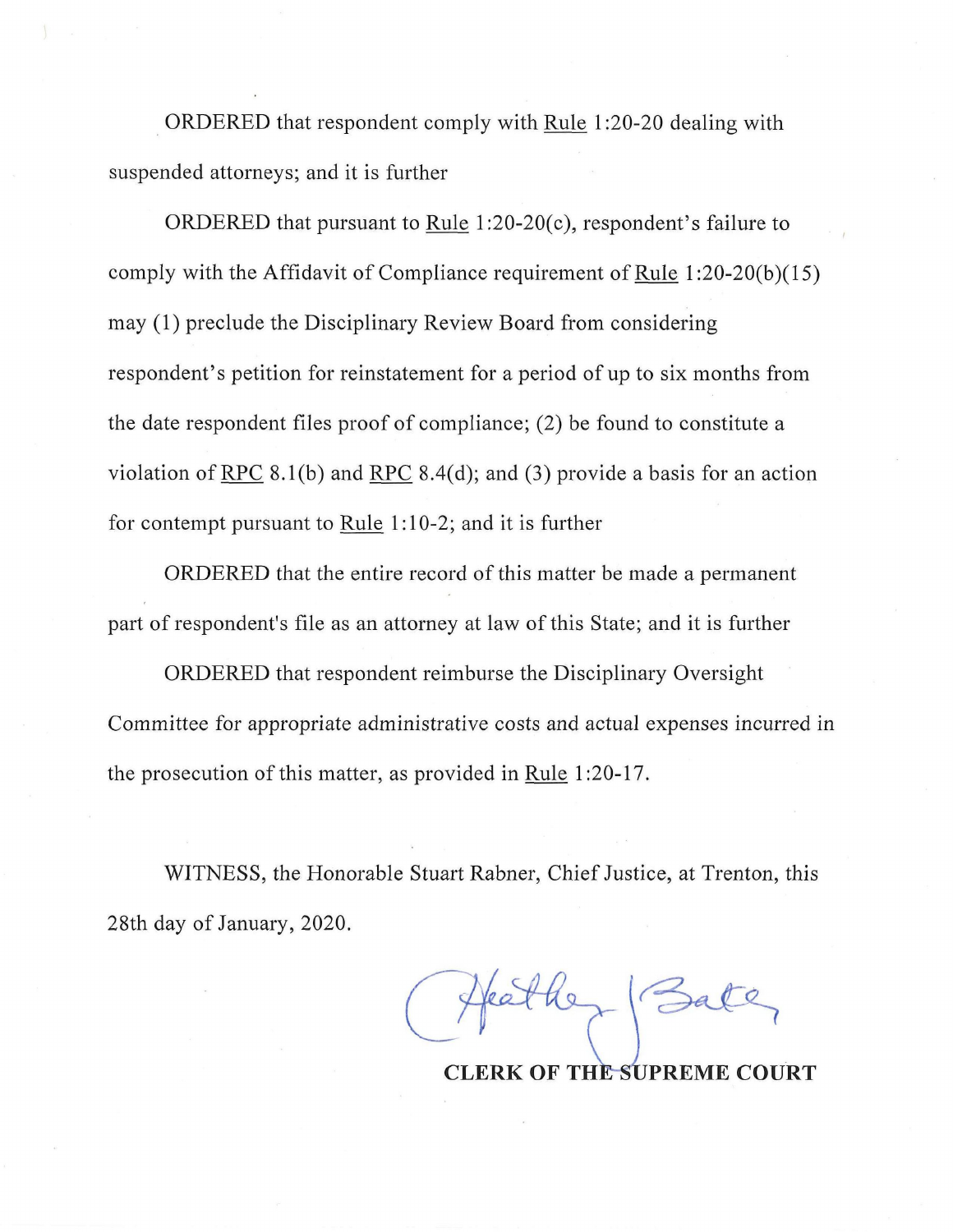ORDERED that respondent comply with Rule 1:20-20 dealing with suspended attorneys; and it is further

ORDERED that pursuant to Rule 1:20-20(c), respondent's failure to comply with the Affidavit of Compliance requirement of Rule 1:20-20(b)(15) may (1) preclude the Disciplinary Review Board from considering respondent's petition for reinstatement for a period of up to six months from the date respondent files proof of compliance; (2) be found to constitute a violation of RPC 8.1(b) and RPC 8.4(d); and (3) provide a basis for an action for contempt pursuant to Rule 1:10-2; and it is further

ORDERED that the entire record of this matter be made a permanent part of respondent's file as an attorney at law of this State; and it is further

ORDERED that respondent reimburse the Disciplinary Oversight Committee for appropriate administrative costs and actual expenses incurred in the prosecution of this matter, as provided in Rule 1:20-17.

WITNESS, the Honorable Stuart Rabner, Chief Justice, at Trenton, this 28th day of January, 2020.

Heather J Baker

**CLERK OF THE SUPREME COURT**